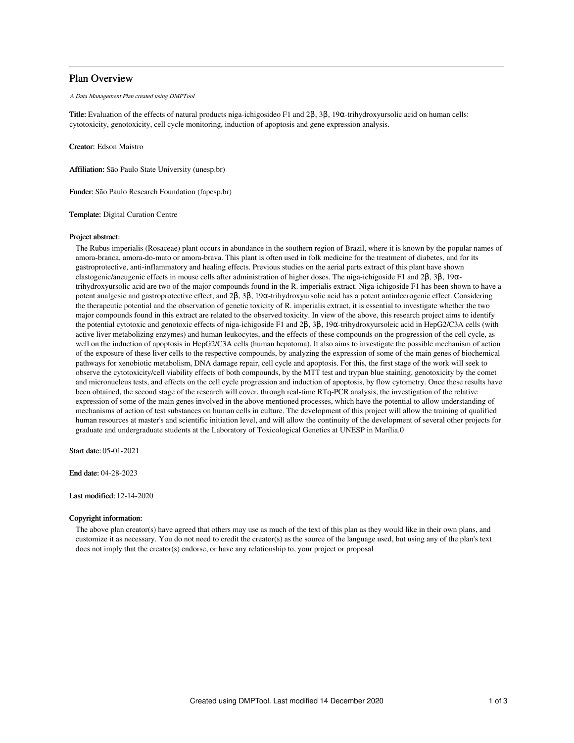# Plan Overview

*A Data Management Plan created using DMPTool*

**Title:** Evaluation of the effects of natural products niga-ichigosideo F1 and 2β, 3β, 19α-trihydroxyursolic acid on human cells: cytotoxicity, genotoxicity, cell cycle monitoring, induction of apoptosis and gene expression analysis.

**Creator:** Edson Maistro

**Affiliation:** São Paulo State University (unesp.br)

**Funder:** São Paulo Research Foundation (fapesp.br)

**Template:** Digital Curation Centre

**Project abstract:**

The Rubus imperialis (Rosaceae) plant occurs in abundance in the southern region of Brazil, where it is known by the popular names of amora-branca, amora-do-mato or amora-brava. This plant is often used in folk medicine for the treatment of diabetes, and for its gastroprotective, anti-inflammatory and healing effects. Previous studies on the aerial parts extract of this plant have shown clastogenic/aneugenic effects in mouse cells after administration of higher doses. The niga-ichigoside F1 and 2β, 3β, 19α-trihydroxyursolic acid are two of the major compounds found in the R. imperialis extract. Niga-ichigoside F1 has been shown to have a potent analgesic and gastroprotective effect, and 2β, 3β, 19α-trihydroxyursolic acid has a potent antiulcerogenic effect. Considering the therapeutic potential and the observation of genetic toxicity of R. imperialis extract, it is essential to investigate whether the two major compounds found in this extract are related to the observed toxicity. In view of the above, this research project aims to identify the potential cytotoxic and genotoxic effects of niga-ichigoside F1 and 2β, 3β, 19α-trihydroxyursoleic acid in HepG2/C3A cells (with active liver metabolizing enzymes) and human leukocytes, and the effects of these compounds on the progression of the cell cycle, as well on the induction of apoptosis in HepG2/C3A cells (human hepatoma). It also aims to investigate the possible mechanism of action of the exposure of these liver cells to the respective compounds, by analyzing the expression of some of the main genes of biochemical pathways for xenobiotic metabolism, DNA damage repair, cell cycle and apoptosis. For this, the first stage of the work will seek to observe the cytotoxicity/cell viability effects of both compounds, by the MTT test and trypan blue staining, genotoxicity by the comet and micronucleus tests, and effects on the cell cycle progression and induction of apoptosis, by flow cytometry. Once these results have been obtained, the second stage of the research will cover, through real-time RTq-PCR analysis, the investigation of the relative expression of some of the main genes involved in the above mentioned processes, which have the potential to allow understanding of mechanisms of action of test substances on human cells in culture. The development of this project will allow the training of qualified human resources at master's and scientific initiation level, and will allow the continuity of the development of several other projects for graduate and undergraduate students at the Laboratory of Toxicological Genetics at UNESP in Marília.0

**Start date:** 05-01-2021

**End date:** 04-28-2023

**Last modified:** 12-14-2020

**Copyright information:**

The above plan creator(s) have agreed that others may use as much of the text of this plan as they would like in their own plans, and customize it as necessary. You do not need to credit the creator(s) as the source of the language used, but using any of the plan's text does not imply that the creator(s) endorse, or have any relationship to, your project or proposal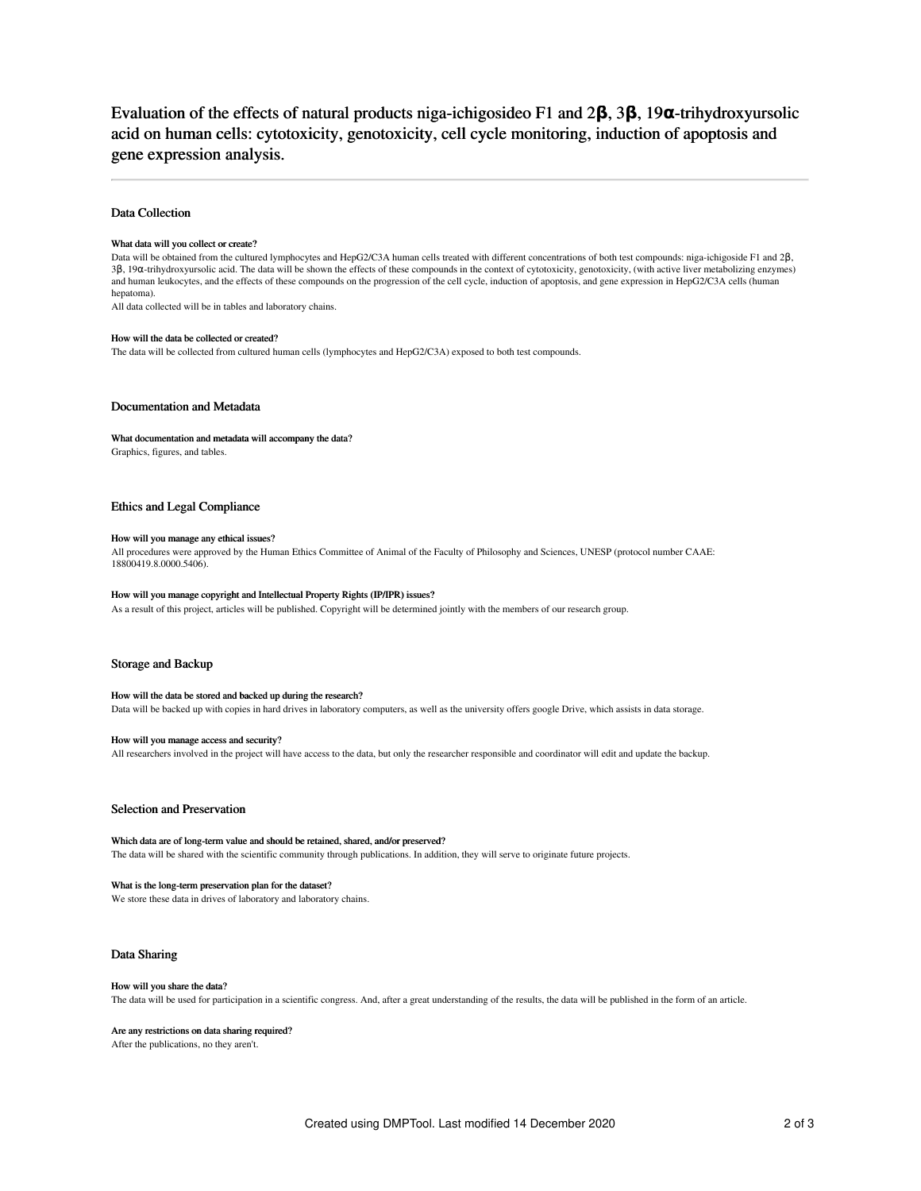# Evaluation of the effects of natural products niga-ichigosideo F1 and 2β, 3β, 19α-trihydroxyursolic acid on human cells: cytotoxicity, genotoxicity, cell cycle monitoring, induction of apoptosis and gene expression analysis.

## Data Collection

### What data will you collect or create?

Data will be obtained from the cultured lymphocytes and HepG2/C3A human cells treated with different concentrations of both test compounds: niga-ichigoside F1 and 2β, 3β, 19α-trihydroxyursolic acid. The data will be shown the effects of these compounds in the context of cytotoxicity, genotoxicity, (with active liver metabolizing enzymes) and human leukocytes, and the effects of these compounds on the progression of the cell cycle, induction of apoptosis, and gene expression in HepG2/C3A cells (human hepatoma).

All data collected will be in tables and laboratory chains.

### How will the data be collected or created?

The data will be collected from cultured human cells (lymphocytes and HepG2/C3A) exposed to both test compounds.

## Documentation and Metadata

### What documentation and metadata will accompany the data?

Graphics, figures, and tables.

## Ethics and Legal Compliance

### How will you manage any ethical issues?

All procedures were approved by the Human Ethics Committee of Animal of the Faculty of Philosophy and Sciences, UNESP (protocol number CAAE: 18800419.8.0000.5406).

### How will you manage copyright and Intellectual Property Rights (IP/IPR) issues?

As a result of this project, articles will be published. Copyright will be determined jointly with the members of our research group.

## Storage and Backup

### How will the data be stored and backed up during the research?

Data will be backed up with copies in hard drives in laboratory computers, as well as the university offers google Drive, which assists in data storage.

### How will you manage access and security?

All researchers involved in the project will have access to the data, but only the researcher responsible and coordinator will edit and update the backup.

## Selection and Preservation

### Which data are of long-term value and should be retained, shared, and/or preserved?

The data will be shared with the scientific community through publications. In addition, they will serve to originate future projects.

### What is the long-term preservation plan for the dataset?

We store these data in drives of laboratory and laboratory chains.

## Data Sharing

### How will you share the data?

The data will be used for participation in a scientific congress. And, after a great understanding of the results, the data will be published in the form of an article.

### Are any restrictions on data sharing required?

After the publications, no they aren't.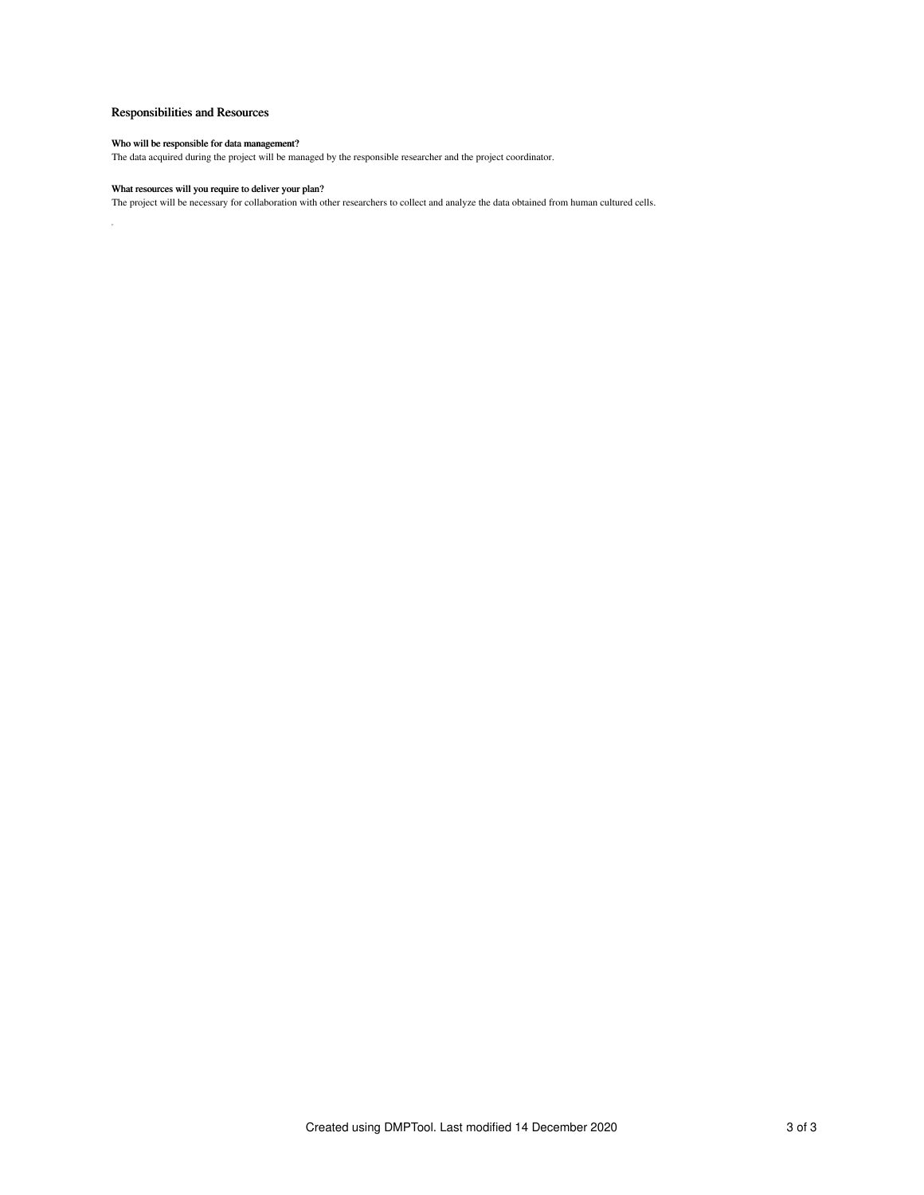## Responsibilities and Resources

**Who will be responsible for data management?**

The data acquired during the project will be managed by the responsible researcher and the project coordinator.

**What resources will you require to deliver your plan?**

The project will be necessary for collaboration with other researchers to collect and analyze the data obtained from human cultured cells.